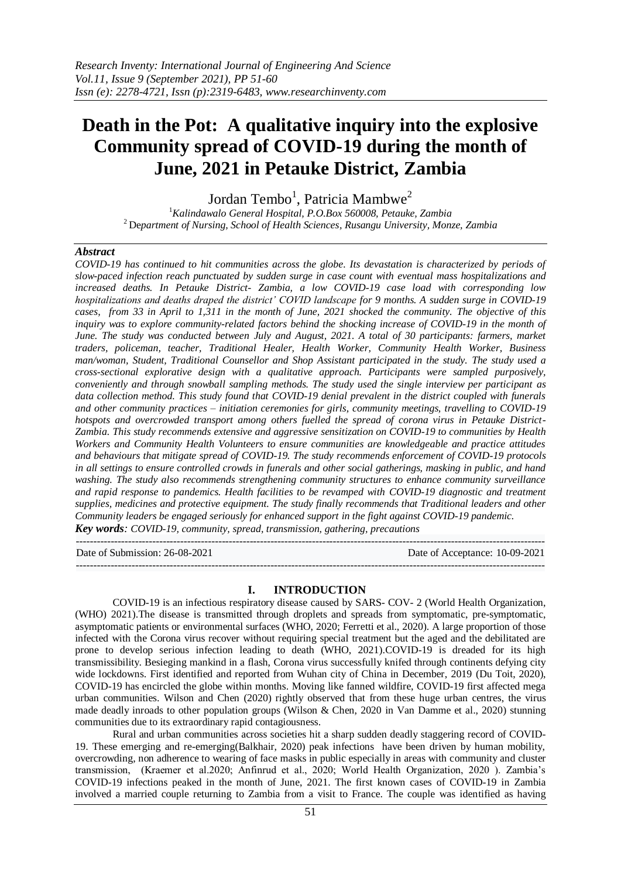# Death in the Pot: A qualitative inquiry into the explosive Community spread of COVID-19 during the month of June, 2021 in Petauke District, Zambia

Jordan Tembo[1], Patricia Mambwe[2]

[1]*Kalindawalo General Hospital, P.O.Box 560008, Petauke, Zambia*
[2] *Department of Nursing, School of Health Sciences, Rusangu University, Monze, Zambia*

***Abstract***

*COVID-19 has continued to hit communities across the globe. Its devastation is characterized by periods of slow-paced infection reach punctuated by sudden surge in case count with eventual mass hospitalizations and increased deaths. In Petauke District- Zambia, a low COVID-19 case load with corresponding low hospitalizations and deaths draped the district' COVID landscape for 9 months. A sudden surge in COVID-19 cases, from 33 in April to 1,311 in the month of June, 2021 shocked the community. The objective of this inquiry was to explore community-related factors behind the shocking increase of COVID-19 in the month of June. The study was conducted between July and August, 2021. A total of 30 participants: farmers, market traders, policeman, teacher, Traditional Healer, Health Worker, Community Health Worker, Business man/woman, Student, Traditional Counsellor and Shop Assistant participated in the study. The study used a cross-sectional explorative design with a qualitative approach. Participants were sampled purposively, conveniently and through snowball sampling methods. The study used the single interview per participant as data collection method. This study found that COVID-19 denial prevalent in the district coupled with funerals and other community practices – initiation ceremonies for girls, community meetings, travelling to COVID-19 hotspots and overcrowded transport among others fuelled the spread of corona virus in Petauke District-Zambia. This study recommends extensive and aggressive sensitization on COVID-19 to communities by Health Workers and Community Health Volunteers to ensure communities are knowledgeable and practice attitudes and behaviours that mitigate spread of COVID-19. The study recommends enforcement of COVID-19 protocols in all settings to ensure controlled crowds in funerals and other social gatherings, masking in public, and hand washing. The study also recommends strengthening community structures to enhance community surveillance and rapid response to pandemics. Health facilities to be revamped with COVID-19 diagnostic and treatment supplies, medicines and protective equipment. The study finally recommends that Traditional leaders and other Community leaders be engaged seriously for enhanced support in the fight against COVID-19 pandemic.*

***Key words****: COVID-19, community, spread, transmission, gathering, precautions*

---

Date of Submission: 26-08-2021 Date of Acceptance: 10-09-2021

---

## I. INTRODUCTION

COVID-19 is an infectious respiratory disease caused by SARS- COV- 2 (World Health Organization, (WHO) 2021).The disease is transmitted through droplets and spreads from symptomatic, pre-symptomatic, asymptomatic patients or environmental surfaces (WHO, 2020; Ferretti et al., 2020). A large proportion of those infected with the Corona virus recover without requiring special treatment but the aged and the debilitated are prone to develop serious infection leading to death (WHO, 2021).COVID-19 is dreaded for its high transmissibility. Besieging mankind in a flash, Corona virus successfully knifed through continents defying city wide lockdowns. First identified and reported from Wuhan city of China in December, 2019 (Du Toit, 2020), COVID-19 has encircled the globe within months. Moving like fanned wildfire, COVID-19 first affected mega urban communities. Wilson and Chen (2020) rightly observed that from these huge urban centres, the virus made deadly inroads to other population groups (Wilson & Chen, 2020 in Van Damme et al., 2020) stunning communities due to its extraordinary rapid contagiousness.

Rural and urban communities across societies hit a sharp sudden deadly staggering record of COVID-19. These emerging and re-emerging(Balkhair, 2020) peak infections have been driven by human mobility, overcrowding, non adherence to wearing of face masks in public especially in areas with community and cluster transmission, (Kraemer et al.2020; Anfinrud et al., 2020; World Health Organization, 2020 ). Zambia's COVID-19 infections peaked in the month of June, 2021. The first known cases of COVID-19 in Zambia involved a married couple returning to Zambia from a visit to France. The couple was identified as having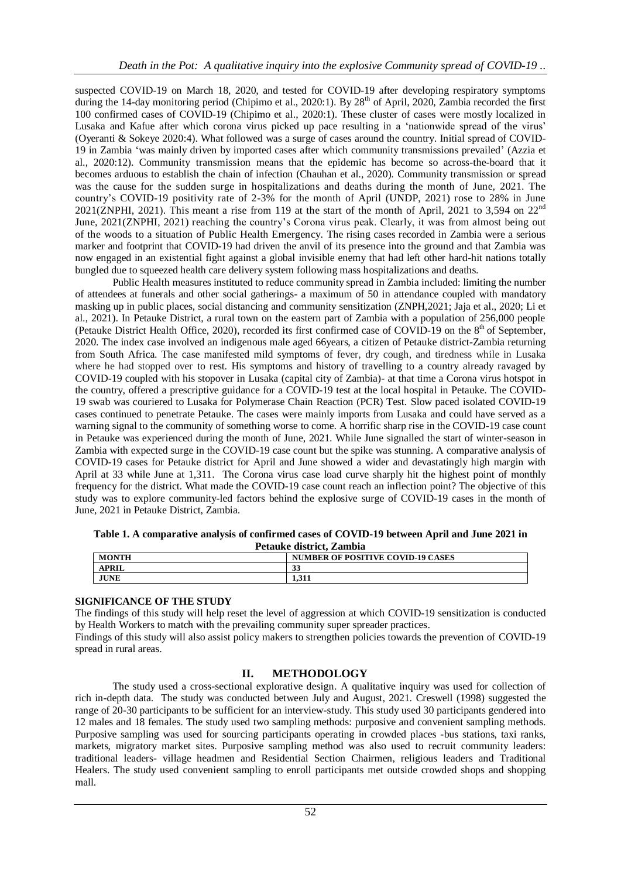suspected COVID-19 on March 18, 2020, and tested for COVID-19 after developing respiratory symptoms during the 14-day monitoring period (Chipimo et al., 2020:1). By 28th of April, 2020, Zambia recorded the first 100 confirmed cases of COVID-19 (Chipimo et al., 2020:1). These cluster of cases were mostly localized in Lusaka and Kafue after which corona virus picked up pace resulting in a 'nationwide spread of the virus' (Oyeranti & Sokeye 2020:4). What followed was a surge of cases around the country. Initial spread of COVID-19 in Zambia 'was mainly driven by imported cases after which community transmissions prevailed' (Azzia et al., 2020:12). Community transmission means that the epidemic has become so across-the-board that it becomes arduous to establish the chain of infection (Chauhan et al., 2020). Community transmission or spread was the cause for the sudden surge in hospitalizations and deaths during the month of June, 2021. The country's COVID-19 positivity rate of 2-3% for the month of April (UNDP, 2021) rose to 28% in June 2021(ZNPHI, 2021). This meant a rise from 119 at the start of the month of April, 2021 to 3,594 on 22nd June, 2021(ZNPHI, 2021) reaching the country's Corona virus peak. Clearly, it was from almost being out of the woods to a situation of Public Health Emergency. The rising cases recorded in Zambia were a serious marker and footprint that COVID-19 had driven the anvil of its presence into the ground and that Zambia was now engaged in an existential fight against a global invisible enemy that had left other hard-hit nations totally bungled due to squeezed health care delivery system following mass hospitalizations and deaths.

Public Health measures instituted to reduce community spread in Zambia included: limiting the number of attendees at funerals and other social gatherings- a maximum of 50 in attendance coupled with mandatory masking up in public places, social distancing and community sensitization (ZNPH,2021; Jaja et al., 2020; Li et al., 2021). In Petauke District, a rural town on the eastern part of Zambia with a population of 256,000 people (Petauke District Health Office, 2020), recorded its first confirmed case of COVID-19 on the 8th of September, 2020. The index case involved an indigenous male aged 66years, a citizen of Petauke district-Zambia returning from South Africa. The case manifested mild symptoms of fever, dry cough, and tiredness while in Lusaka where he had stopped over to rest. His symptoms and history of travelling to a country already ravaged by COVID-19 coupled with his stopover in Lusaka (capital city of Zambia)- at that time a Corona virus hotspot in the country, offered a prescriptive guidance for a COVID-19 test at the local hospital in Petauke. The COVID-19 swab was couriered to Lusaka for Polymerase Chain Reaction (PCR) Test. Slow paced isolated COVID-19 cases continued to penetrate Petauke. The cases were mainly imports from Lusaka and could have served as a warning signal to the community of something worse to come. A horrific sharp rise in the COVID-19 case count in Petauke was experienced during the month of June, 2021. While June signalled the start of winter-season in Zambia with expected surge in the COVID-19 case count but the spike was stunning. A comparative analysis of COVID-19 cases for Petauke district for April and June showed a wider and devastatingly high margin with April at 33 while June at 1,311. The Corona virus case load curve sharply hit the highest point of monthly frequency for the district. What made the COVID-19 case count reach an inflection point? The objective of this study was to explore community-led factors behind the explosive surge of COVID-19 cases in the month of June, 2021 in Petauke District, Zambia.

**Table 1. A comparative analysis of confirmed cases of COVID-19 between April and June 2021 in Petauke district, Zambia**

| MONTH | NUMBER OF POSITIVE COVID-19 CASES |
|---|---|
| APRIL | 33 |
| JUNE | 1,311 |

**SIGNIFICANCE OF THE STUDY**

The findings of this study will help reset the level of aggression at which COVID-19 sensitization is conducted by Health Workers to match with the prevailing community super spreader practices.

Findings of this study will also assist policy makers to strengthen policies towards the prevention of COVID-19 spread in rural areas.

## II. METHODOLOGY

The study used a cross-sectional explorative design. A qualitative inquiry was used for collection of rich in-depth data. The study was conducted between July and August, 2021. Creswell (1998) suggested the range of 20-30 participants to be sufficient for an interview-study. This study used 30 participants gendered into 12 males and 18 females. The study used two sampling methods: purposive and convenient sampling methods. Purposive sampling was used for sourcing participants operating in crowded places -bus stations, taxi ranks, markets, migratory market sites. Purposive sampling method was also used to recruit community leaders: traditional leaders- village headmen and Residential Section Chairmen, religious leaders and Traditional Healers. The study used convenient sampling to enroll participants met outside crowded shops and shopping mall.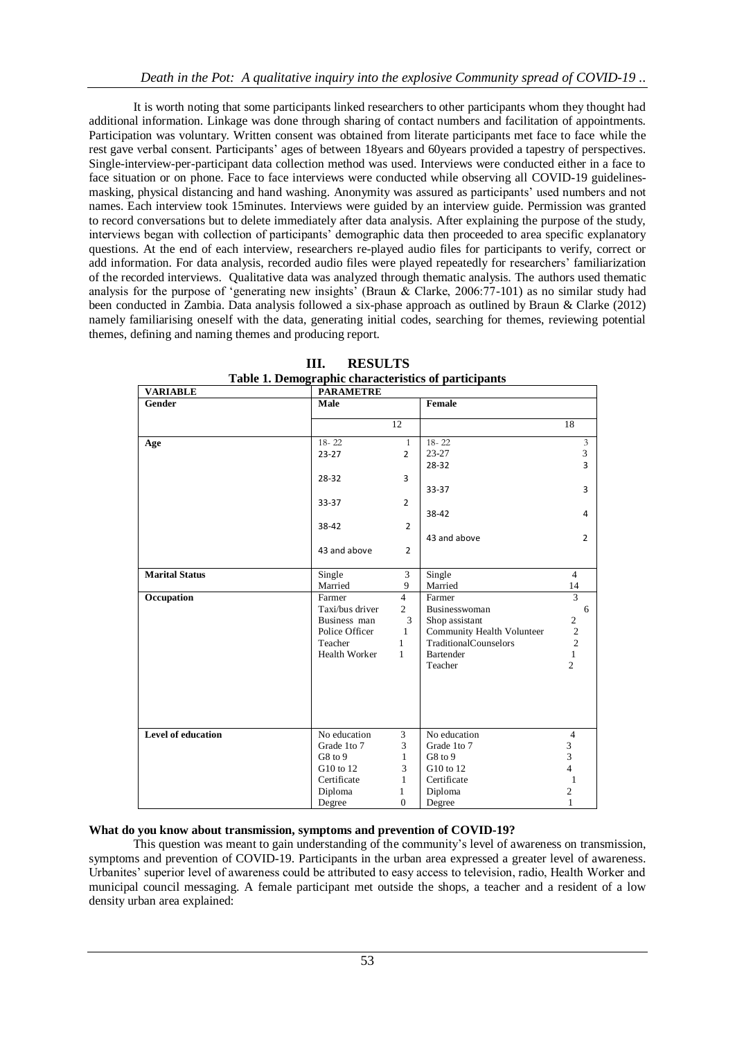It is worth noting that some participants linked researchers to other participants whom they thought had additional information. Linkage was done through sharing of contact numbers and facilitation of appointments. Participation was voluntary. Written consent was obtained from literate participants met face to face while the rest gave verbal consent. Participants' ages of between 18years and 60years provided a tapestry of perspectives. Single-interview-per-participant data collection method was used. Interviews were conducted either in a face to face situation or on phone. Face to face interviews were conducted while observing all COVID-19 guidelines-masking, physical distancing and hand washing. Anonymity was assured as participants' used numbers and not names. Each interview took 15minutes. Interviews were guided by an interview guide. Permission was granted to record conversations but to delete immediately after data analysis. After explaining the purpose of the study, interviews began with collection of participants' demographic data then proceeded to area specific explanatory questions. At the end of each interview, researchers re-played audio files for participants to verify, correct or add information. For data analysis, recorded audio files were played repeatedly for researchers' familiarization of the recorded interviews. Qualitative data was analyzed through thematic analysis. The authors used thematic analysis for the purpose of 'generating new insights' (Braun & Clarke, 2006:77-101) as no similar study had been conducted in Zambia. Data analysis followed a six-phase approach as outlined by Braun & Clarke (2012) namely familiarising oneself with the data, generating initial codes, searching for themes, reviewing potential themes, defining and naming themes and producing report.

## III. RESULTS

**Table 1. Demographic characteristics of participants**

| VARIABLE | PARAMETRE | | | |
|---|---|---|---|---|
| **Gender** | **Male** | | **Female** | |
| | | 12 | | 18 |
| **Age** | 18- 22 | 1 | 18- 22 | 3 |
| | 23-27 | 2 | 23-27 | 3 |
| | 28-32 | 3 | 28-32 | 3 |
| | 33-37 | 2 | 33-37 | 3 |
| | 38-42 | 2 | 38-42 | 4 |
| | 43 and above | 2 | 43 and above | 2 |
| **Marital Status** | Single | 3 | Single | 4 |
| | Married | 9 | Married | 14 |
| **Occupation** | Farmer | 4 | Farmer | 3 |
| | Taxi/bus driver | 2 | Businesswoman | 6 |
| | Business man | 3 | Shop assistant | 2 |
| | Police Officer | 1 | Community Health Volunteer | 2 |
| | Teacher | 1 | TraditionalCounselors | 2 |
| | Health Worker | 1 | Bartender | 1 |
| | | | Teacher | 2 |
| **Level of education** | No education | 3 | No education | 4 |
| | Grade 1to 7 | 3 | Grade 1to 7 | 3 |
| | G8 to 9 | 1 | G8 to 9 | 3 |
| | G10 to 12 | 3 | G10 to 12 | 4 |
| | Certificate | 1 | Certificate | 1 |
| | Diploma | 1 | Diploma | 2 |
| | Degree | 0 | Degree | 1 |

**What do you know about transmission, symptoms and prevention of COVID-19?**

This question was meant to gain understanding of the community's level of awareness on transmission, symptoms and prevention of COVID-19. Participants in the urban area expressed a greater level of awareness. Urbanites' superior level of awareness could be attributed to easy access to television, radio, Health Worker and municipal council messaging. A female participant met outside the shops, a teacher and a resident of a low density urban area explained: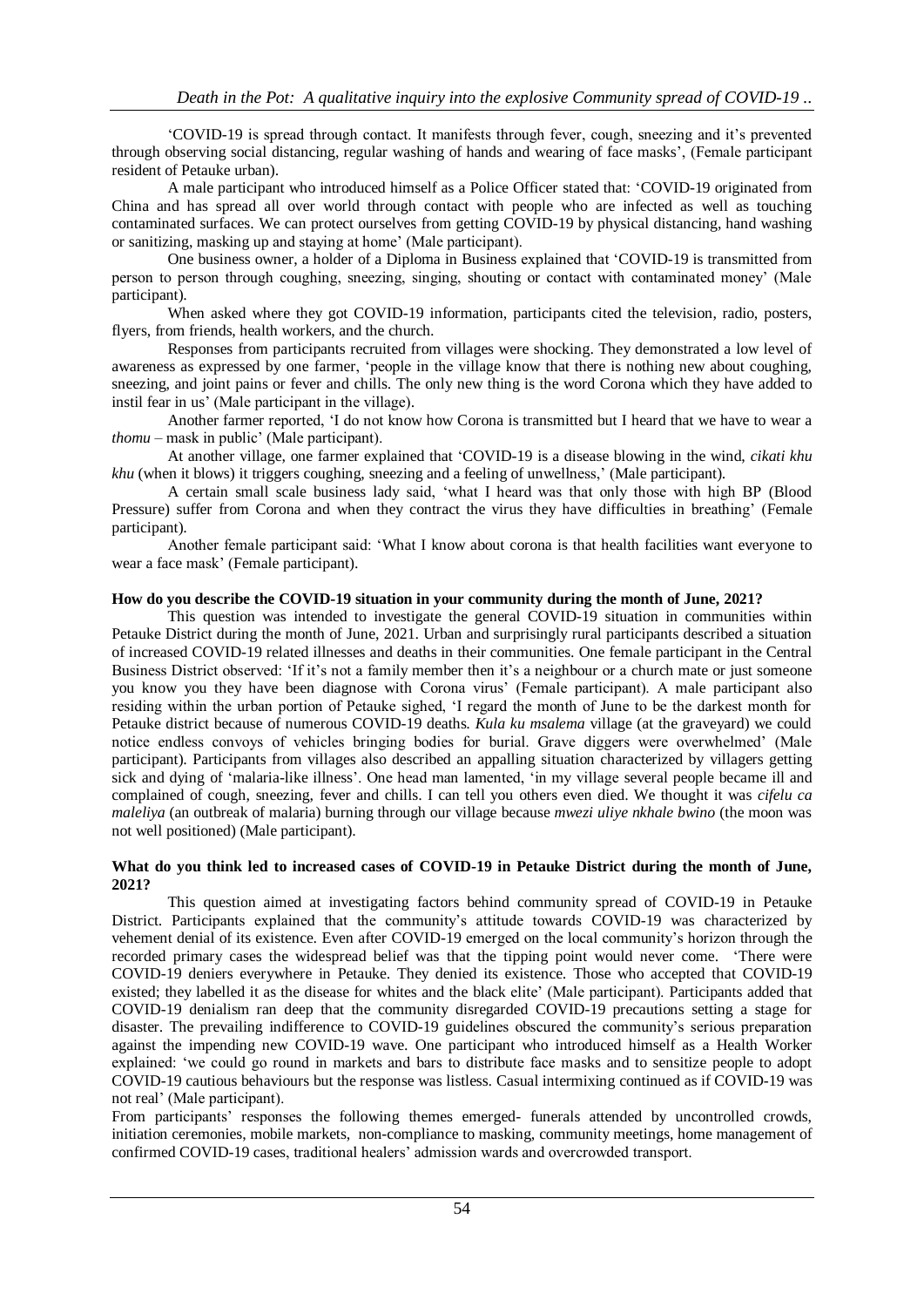'COVID-19 is spread through contact. It manifests through fever, cough, sneezing and it's prevented through observing social distancing, regular washing of hands and wearing of face masks', (Female participant resident of Petauke urban).

A male participant who introduced himself as a Police Officer stated that: 'COVID-19 originated from China and has spread all over world through contact with people who are infected as well as touching contaminated surfaces. We can protect ourselves from getting COVID-19 by physical distancing, hand washing or sanitizing, masking up and staying at home' (Male participant).

One business owner, a holder of a Diploma in Business explained that 'COVID-19 is transmitted from person to person through coughing, sneezing, singing, shouting or contact with contaminated money' (Male participant).

When asked where they got COVID-19 information, participants cited the television, radio, posters, flyers, from friends, health workers, and the church.

Responses from participants recruited from villages were shocking. They demonstrated a low level of awareness as expressed by one farmer, 'people in the village know that there is nothing new about coughing, sneezing, and joint pains or fever and chills. The only new thing is the word Corona which they have added to instil fear in us' (Male participant in the village).

Another farmer reported, 'I do not know how Corona is transmitted but I heard that we have to wear a *thomu* – mask in public' (Male participant).

At another village, one farmer explained that 'COVID-19 is a disease blowing in the wind, *cikati khu khu* (when it blows) it triggers coughing, sneezing and a feeling of unwellness,' (Male participant).

A certain small scale business lady said, 'what I heard was that only those with high BP (Blood Pressure) suffer from Corona and when they contract the virus they have difficulties in breathing' (Female participant).

Another female participant said: 'What I know about corona is that health facilities want everyone to wear a face mask' (Female participant).

**How do you describe the COVID-19 situation in your community during the month of June, 2021?**

This question was intended to investigate the general COVID-19 situation in communities within Petauke District during the month of June, 2021. Urban and surprisingly rural participants described a situation of increased COVID-19 related illnesses and deaths in their communities. One female participant in the Central Business District observed: 'If it's not a family member then it's a neighbour or a church mate or just someone you know you they have been diagnose with Corona virus' (Female participant). A male participant also residing within the urban portion of Petauke sighed, 'I regard the month of June to be the darkest month for Petauke district because of numerous COVID-19 deaths. *Kula ku msalema* village (at the graveyard) we could notice endless convoys of vehicles bringing bodies for burial. Grave diggers were overwhelmed' (Male participant). Participants from villages also described an appalling situation characterized by villagers getting sick and dying of 'malaria-like illness'. One head man lamented, 'in my village several people became ill and complained of cough, sneezing, fever and chills. I can tell you others even died. We thought it was *cifelu ca maleliya* (an outbreak of malaria) burning through our village because *mwezi uliye nkhale bwino* (the moon was not well positioned) (Male participant).

**What do you think led to increased cases of COVID-19 in Petauke District during the month of June, 2021?**

This question aimed at investigating factors behind community spread of COVID-19 in Petauke District. Participants explained that the community's attitude towards COVID-19 was characterized by vehement denial of its existence. Even after COVID-19 emerged on the local community's horizon through the recorded primary cases the widespread belief was that the tipping point would never come. 'There were COVID-19 deniers everywhere in Petauke. They denied its existence. Those who accepted that COVID-19 existed; they labelled it as the disease for whites and the black elite' (Male participant). Participants added that COVID-19 denialism ran deep that the community disregarded COVID-19 precautions setting a stage for disaster. The prevailing indifference to COVID-19 guidelines obscured the community's serious preparation against the impending new COVID-19 wave. One participant who introduced himself as a Health Worker explained: 'we could go round in markets and bars to distribute face masks and to sensitize people to adopt COVID-19 cautious behaviours but the response was listless. Casual intermixing continued as if COVID-19 was not real' (Male participant).

From participants' responses the following themes emerged- funerals attended by uncontrolled crowds, initiation ceremonies, mobile markets, non-compliance to masking, community meetings, home management of confirmed COVID-19 cases, traditional healers' admission wards and overcrowded transport.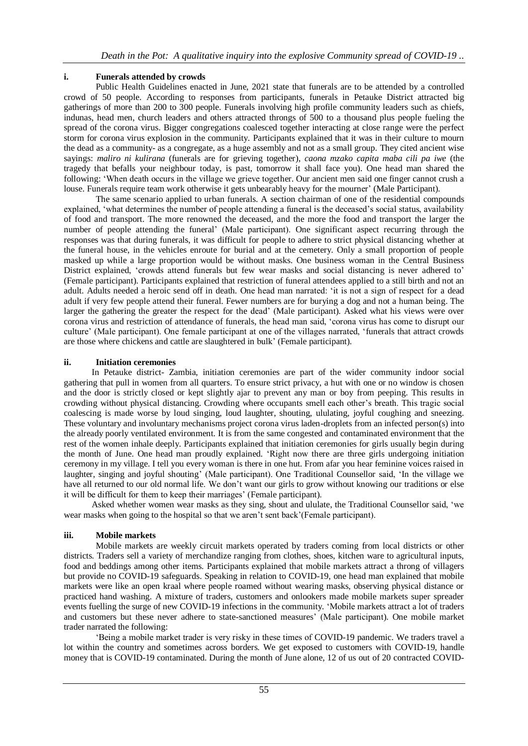### i. Funerals attended by crowds

Public Health Guidelines enacted in June, 2021 state that funerals are to be attended by a controlled crowd of 50 people. According to responses from participants, funerals in Petauke District attracted big gatherings of more than 200 to 300 people. Funerals involving high profile community leaders such as chiefs, indunas, head men, church leaders and others attracted throngs of 500 to a thousand plus people fueling the spread of the corona virus. Bigger congregations coalesced together interacting at close range were the perfect storm for corona virus explosion in the community. Participants explained that it was in their culture to mourn the dead as a community- as a congregate, as a huge assembly and not as a small group. They cited ancient wise sayings: *maliro ni kulirana* (funerals are for grieving together), *caona mzako capita maba cili pa iwe* (the tragedy that befalls your neighbour today, is past, tomorrow it shall face you). One head man shared the following: 'When death occurs in the village we grieve together. Our ancient men said one finger cannot crush a louse. Funerals require team work otherwise it gets unbearably heavy for the mourner' (Male Participant).

The same scenario applied to urban funerals. A section chairman of one of the residential compounds explained, 'what determines the number of people attending a funeral is the deceased's social status, availability of food and transport. The more renowned the deceased, and the more the food and transport the larger the number of people attending the funeral' (Male participant). One significant aspect recurring through the responses was that during funerals, it was difficult for people to adhere to strict physical distancing whether at the funeral house, in the vehicles enroute for burial and at the cemetery. Only a small proportion of people masked up while a large proportion would be without masks. One business woman in the Central Business District explained, 'crowds attend funerals but few wear masks and social distancing is never adhered to' (Female participant). Participants explained that restriction of funeral attendees applied to a still birth and not an adult. Adults needed a heroic send off in death. One head man narrated: 'it is not a sign of respect for a dead adult if very few people attend their funeral. Fewer numbers are for burying a dog and not a human being. The larger the gathering the greater the respect for the dead' (Male participant). Asked what his views were over corona virus and restriction of attendance of funerals, the head man said, 'corona virus has come to disrupt our culture' (Male participant). One female participant at one of the villages narrated, 'funerals that attract crowds are those where chickens and cattle are slaughtered in bulk' (Female participant).

### ii. Initiation ceremonies

In Petauke district- Zambia, initiation ceremonies are part of the wider community indoor social gathering that pull in women from all quarters. To ensure strict privacy, a hut with one or no window is chosen and the door is strictly closed or kept slightly ajar to prevent any man or boy from peeping. This results in crowding without physical distancing. Crowding where occupants smell each other's breath. This tragic social coalescing is made worse by loud singing, loud laughter, shouting, ululating, joyful coughing and sneezing. These voluntary and involuntary mechanisms project corona virus laden-droplets from an infected person(s) into the already poorly ventilated environment. It is from the same congested and contaminated environment that the rest of the women inhale deeply. Participants explained that initiation ceremonies for girls usually begin during the month of June. One head man proudly explained. 'Right now there are three girls undergoing initiation ceremony in my village. I tell you every woman is there in one hut. From afar you hear feminine voices raised in laughter, singing and joyful shouting' (Male participant). One Traditional Counsellor said, 'In the village we have all returned to our old normal life. We don't want our girls to grow without knowing our traditions or else it will be difficult for them to keep their marriages' (Female participant).

Asked whether women wear masks as they sing, shout and ululate, the Traditional Counsellor said, 'we wear masks when going to the hospital so that we aren't sent back'(Female participant).

### iii. Mobile markets

Mobile markets are weekly circuit markets operated by traders coming from local districts or other districts. Traders sell a variety of merchandize ranging from clothes, shoes, kitchen ware to agricultural inputs, food and beddings among other items. Participants explained that mobile markets attract a throng of villagers but provide no COVID-19 safeguards. Speaking in relation to COVID-19, one head man explained that mobile markets were like an open kraal where people roamed without wearing masks, observing physical distance or practiced hand washing. A mixture of traders, customers and onlookers made mobile markets super spreader events fuelling the surge of new COVID-19 infections in the community. 'Mobile markets attract a lot of traders and customers but these never adhere to state-sanctioned measures' (Male participant). One mobile market trader narrated the following:

'Being a mobile market trader is very risky in these times of COVID-19 pandemic. We traders travel a lot within the country and sometimes across borders. We get exposed to customers with COVID-19, handle money that is COVID-19 contaminated. During the month of June alone, 12 of us out of 20 contracted COVID-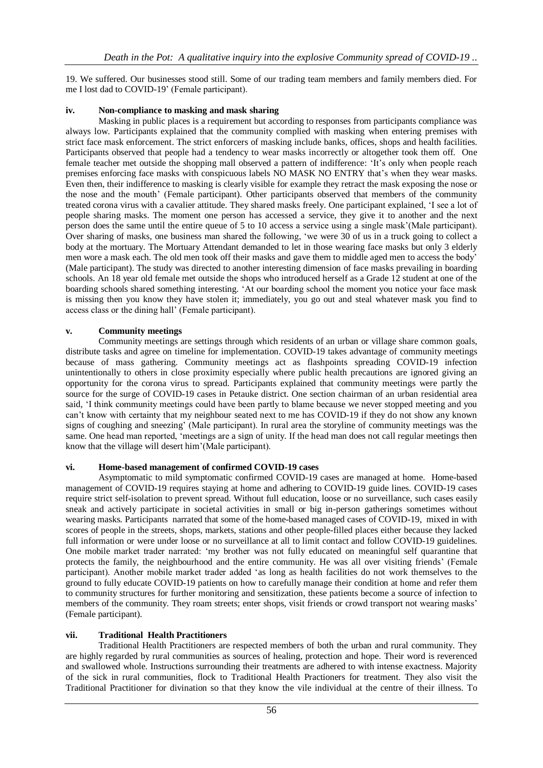19. We suffered. Our businesses stood still. Some of our trading team members and family members died. For me I lost dad to COVID-19' (Female participant).

### iv. Non-compliance to masking and mask sharing

Masking in public places is a requirement but according to responses from participants compliance was always low. Participants explained that the community complied with masking when entering premises with strict face mask enforcement. The strict enforcers of masking include banks, offices, shops and health facilities. Participants observed that people had a tendency to wear masks incorrectly or altogether took them off. One female teacher met outside the shopping mall observed a pattern of indifference: 'It's only when people reach premises enforcing face masks with conspicuous labels NO MASK NO ENTRY that's when they wear masks. Even then, their indifference to masking is clearly visible for example they retract the mask exposing the nose or the nose and the mouth' (Female participant). Other participants observed that members of the community treated corona virus with a cavalier attitude. They shared masks freely. One participant explained, 'I see a lot of people sharing masks. The moment one person has accessed a service, they give it to another and the next person does the same until the entire queue of 5 to 10 access a service using a single mask'(Male participant). Over sharing of masks, one business man shared the following, 'we were 30 of us in a truck going to collect a body at the mortuary. The Mortuary Attendant demanded to let in those wearing face masks but only 3 elderly men wore a mask each. The old men took off their masks and gave them to middle aged men to access the body' (Male participant). The study was directed to another interesting dimension of face masks prevailing in boarding schools. An 18 year old female met outside the shops who introduced herself as a Grade 12 student at one of the boarding schools shared something interesting. 'At our boarding school the moment you notice your face mask is missing then you know they have stolen it; immediately, you go out and steal whatever mask you find to access class or the dining hall' (Female participant).

### v. Community meetings

Community meetings are settings through which residents of an urban or village share common goals, distribute tasks and agree on timeline for implementation. COVID-19 takes advantage of community meetings because of mass gathering. Community meetings act as flashpoints spreading COVID-19 infection unintentionally to others in close proximity especially where public health precautions are ignored giving an opportunity for the corona virus to spread. Participants explained that community meetings were partly the source for the surge of COVID-19 cases in Petauke district. One section chairman of an urban residential area said, 'I think community meetings could have been partly to blame because we never stopped meeting and you can't know with certainty that my neighbour seated next to me has COVID-19 if they do not show any known signs of coughing and sneezing' (Male participant). In rural area the storyline of community meetings was the same. One head man reported, 'meetings are a sign of unity. If the head man does not call regular meetings then know that the village will desert him'(Male participant).

### vi. Home-based management of confirmed COVID-19 cases

Asymptomatic to mild symptomatic confirmed COVID-19 cases are managed at home. Home-based management of COVID-19 requires staying at home and adhering to COVID-19 guide lines. COVID-19 cases require strict self-isolation to prevent spread. Without full education, loose or no surveillance, such cases easily sneak and actively participate in societal activities in small or big in-person gatherings sometimes without wearing masks. Participants narrated that some of the home-based managed cases of COVID-19, mixed in with scores of people in the streets, shops, markets, stations and other people-filled places either because they lacked full information or were under loose or no surveillance at all to limit contact and follow COVID-19 guidelines. One mobile market trader narrated: 'my brother was not fully educated on meaningful self quarantine that protects the family, the neighbourhood and the entire community. He was all over visiting friends' (Female participant). Another mobile market trader added 'as long as health facilities do not work themselves to the ground to fully educate COVID-19 patients on how to carefully manage their condition at home and refer them to community structures for further monitoring and sensitization, these patients become a source of infection to members of the community. They roam streets; enter shops, visit friends or crowd transport not wearing masks' (Female participant).

### vii. Traditional Health Practitioners

Traditional Health Practitioners are respected members of both the urban and rural community. They are highly regarded by rural communities as sources of healing, protection and hope. Their word is reverenced and swallowed whole. Instructions surrounding their treatments are adhered to with intense exactness. Majority of the sick in rural communities, flock to Traditional Health Practioners for treatment. They also visit the Traditional Practitioner for divination so that they know the vile individual at the centre of their illness. To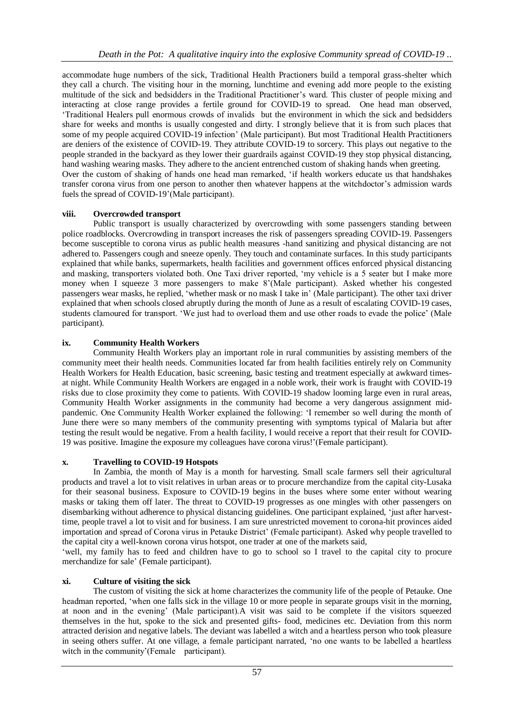accommodate huge numbers of the sick, Traditional Health Practioners build a temporal grass-shelter which they call a church. The visiting hour in the morning, lunchtime and evening add more people to the existing multitude of the sick and bedsidders in the Traditional Practitioner's ward. This cluster of people mixing and interacting at close range provides a fertile ground for COVID-19 to spread. One head man observed, 'Traditional Healers pull enormous crowds of invalids but the environment in which the sick and bedsidders share for weeks and months is usually congested and dirty. I strongly believe that it is from such places that some of my people acquired COVID-19 infection' (Male participant). But most Traditional Health Practitioners are deniers of the existence of COVID-19. They attribute COVID-19 to sorcery. This plays out negative to the people stranded in the backyard as they lower their guardrails against COVID-19 they stop physical distancing, hand washing wearing masks. They adhere to the ancient entrenched custom of shaking hands when greeting. Over the custom of shaking of hands one head man remarked, 'if health workers educate us that handshakes transfer corona virus from one person to another then whatever happens at the witchdoctor's admission wards fuels the spread of COVID-19'(Male participant).

#### viii. Overcrowded transport

Public transport is usually characterized by overcrowding with some passengers standing between police roadblocks. Overcrowding in transport increases the risk of passengers spreading COVID-19. Passengers become susceptible to corona virus as public health measures -hand sanitizing and physical distancing are not adhered to. Passengers cough and sneeze openly. They touch and contaminate surfaces. In this study participants explained that while banks, supermarkets, health facilities and government offices enforced physical distancing and masking, transporters violated both. One Taxi driver reported, 'my vehicle is a 5 seater but I make more money when I squeeze 3 more passengers to make 8'(Male participant). Asked whether his congested passengers wear masks, he replied, 'whether mask or no mask I take in' (Male participant). The other taxi driver explained that when schools closed abruptly during the month of June as a result of escalating COVID-19 cases, students clamoured for transport. 'We just had to overload them and use other roads to evade the police' (Male participant).

#### ix. Community Health Workers

Community Health Workers play an important role in rural communities by assisting members of the community meet their health needs. Communities located far from health facilities entirely rely on Community Health Workers for Health Education, basic screening, basic testing and treatment especially at awkward times-at night. While Community Health Workers are engaged in a noble work, their work is fraught with COVID-19 risks due to close proximity they come to patients. With COVID-19 shadow looming large even in rural areas, Community Health Worker assignments in the community had become a very dangerous assignment mid-pandemic. One Community Health Worker explained the following: 'I remember so well during the month of June there were so many members of the community presenting with symptoms typical of Malaria but after testing the result would be negative. From a health facility, I would receive a report that their result for COVID-19 was positive. Imagine the exposure my colleagues have corona virus!'(Female participant).

#### x. Travelling to COVID-19 Hotspots

In Zambia, the month of May is a month for harvesting. Small scale farmers sell their agricultural products and travel a lot to visit relatives in urban areas or to procure merchandize from the capital city-Lusaka for their seasonal business. Exposure to COVID-19 begins in the buses where some enter without wearing masks or taking them off later. The threat to COVID-19 progresses as one mingles with other passengers on disembarking without adherence to physical distancing guidelines. One participant explained, 'just after harvest-time, people travel a lot to visit and for business. I am sure unrestricted movement to corona-hit provinces aided importation and spread of Corona virus in Petauke District' (Female participant). Asked why people travelled to the capital city a well-known corona virus hotspot, one trader at one of the markets said,

'well, my family has to feed and children have to go to school so I travel to the capital city to procure merchandize for sale' (Female participant).

#### xi. Culture of visiting the sick

The custom of visiting the sick at home characterizes the community life of the people of Petauke. One headman reported, 'when one falls sick in the village 10 or more people in separate groups visit in the morning, at noon and in the evening' (Male participant).A visit was said to be complete if the visitors squeezed themselves in the hut, spoke to the sick and presented gifts- food, medicines etc. Deviation from this norm attracted derision and negative labels. The deviant was labelled a witch and a heartless person who took pleasure in seeing others suffer. At one village, a female participant narrated, 'no one wants to be labelled a heartless witch in the community'(Female participant).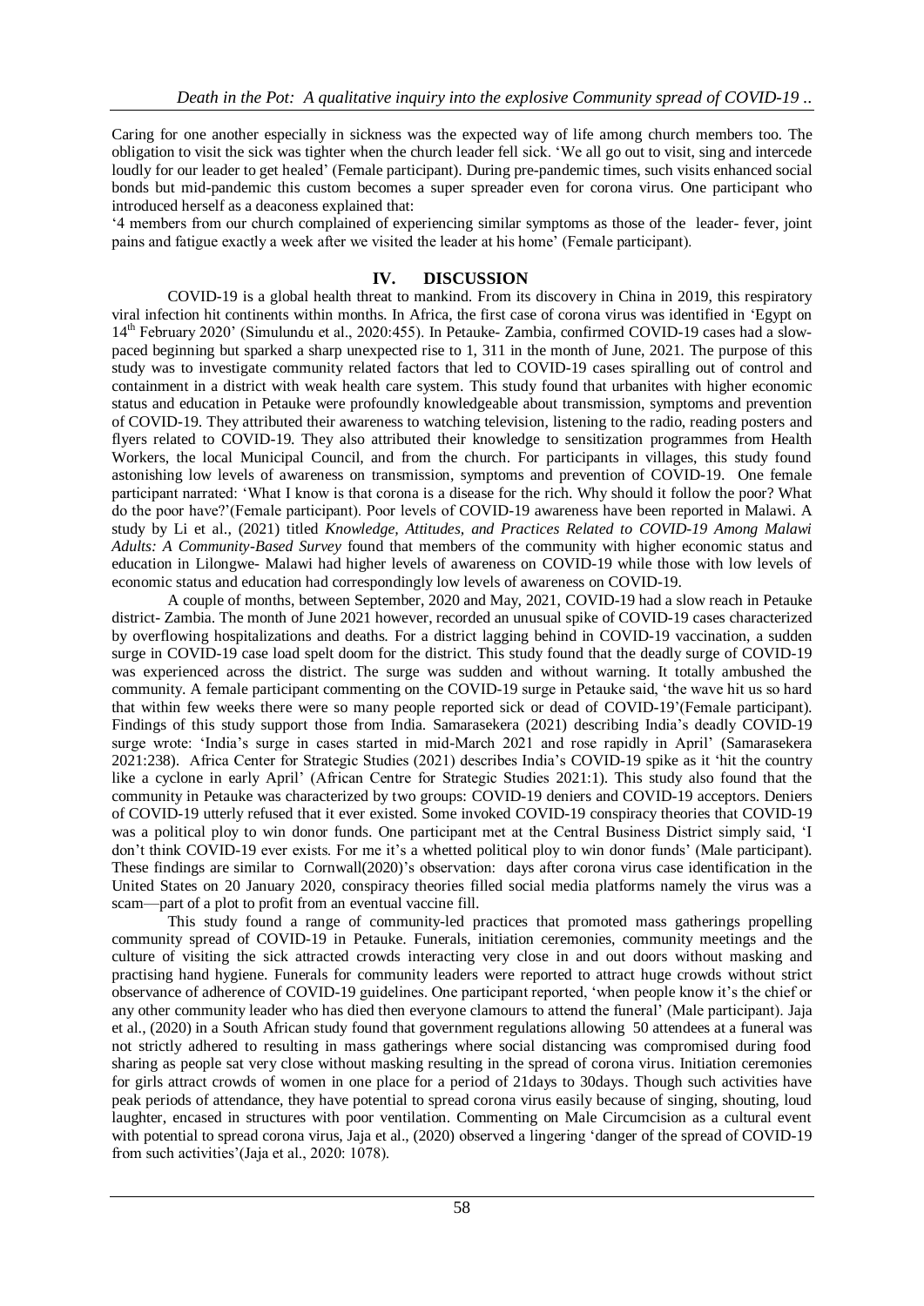Caring for one another especially in sickness was the expected way of life among church members too. The obligation to visit the sick was tighter when the church leader fell sick. 'We all go out to visit, sing and intercede loudly for our leader to get healed' (Female participant). During pre-pandemic times, such visits enhanced social bonds but mid-pandemic this custom becomes a super spreader even for corona virus. One participant who introduced herself as a deaconess explained that:

'4 members from our church complained of experiencing similar symptoms as those of the leader- fever, joint pains and fatigue exactly a week after we visited the leader at his home' (Female participant).

## IV. DISCUSSION

COVID-19 is a global health threat to mankind. From its discovery in China in 2019, this respiratory viral infection hit continents within months. In Africa, the first case of corona virus was identified in 'Egypt on 14th February 2020' (Simulundu et al., 2020:455). In Petauke- Zambia, confirmed COVID-19 cases had a slow-paced beginning but sparked a sharp unexpected rise to 1, 311 in the month of June, 2021. The purpose of this study was to investigate community related factors that led to COVID-19 cases spiralling out of control and containment in a district with weak health care system. This study found that urbanites with higher economic status and education in Petauke were profoundly knowledgeable about transmission, symptoms and prevention of COVID-19. They attributed their awareness to watching television, listening to the radio, reading posters and flyers related to COVID-19. They also attributed their knowledge to sensitization programmes from Health Workers, the local Municipal Council, and from the church. For participants in villages, this study found astonishing low levels of awareness on transmission, symptoms and prevention of COVID-19. One female participant narrated: 'What I know is that corona is a disease for the rich. Why should it follow the poor? What do the poor have?'(Female participant). Poor levels of COVID-19 awareness have been reported in Malawi. A study by Li et al., (2021) titled *Knowledge, Attitudes, and Practices Related to COVID-19 Among Malawi Adults: A Community-Based Survey* found that members of the community with higher economic status and education in Lilongwe- Malawi had higher levels of awareness on COVID-19 while those with low levels of economic status and education had correspondingly low levels of awareness on COVID-19.

A couple of months, between September, 2020 and May, 2021, COVID-19 had a slow reach in Petauke district- Zambia. The month of June 2021 however, recorded an unusual spike of COVID-19 cases characterized by overflowing hospitalizations and deaths. For a district lagging behind in COVID-19 vaccination, a sudden surge in COVID-19 case load spelt doom for the district. This study found that the deadly surge of COVID-19 was experienced across the district. The surge was sudden and without warning. It totally ambushed the community. A female participant commenting on the COVID-19 surge in Petauke said, 'the wave hit us so hard that within few weeks there were so many people reported sick or dead of COVID-19'(Female participant). Findings of this study support those from India. Samarasekera (2021) describing India's deadly COVID-19 surge wrote: 'India's surge in cases started in mid-March 2021 and rose rapidly in April' (Samarasekera 2021:238). Africa Center for Strategic Studies (2021) describes India's COVID-19 spike as it 'hit the country like a cyclone in early April' (African Centre for Strategic Studies 2021:1). This study also found that the community in Petauke was characterized by two groups: COVID-19 deniers and COVID-19 acceptors. Deniers of COVID-19 utterly refused that it ever existed. Some invoked COVID-19 conspiracy theories that COVID-19 was a political ploy to win donor funds. One participant met at the Central Business District simply said, 'I don't think COVID-19 ever exists. For me it's a whetted political ploy to win donor funds' (Male participant). These findings are similar to Cornwall(2020)'s observation: days after corona virus case identification in the United States on 20 January 2020, conspiracy theories filled social media platforms namely the virus was a scam—part of a plot to profit from an eventual vaccine fill.

This study found a range of community-led practices that promoted mass gatherings propelling community spread of COVID-19 in Petauke. Funerals, initiation ceremonies, community meetings and the culture of visiting the sick attracted crowds interacting very close in and out doors without masking and practising hand hygiene. Funerals for community leaders were reported to attract huge crowds without strict observance of adherence of COVID-19 guidelines. One participant reported, 'when people know it's the chief or any other community leader who has died then everyone clamours to attend the funeral' (Male participant). Jaja et al., (2020) in a South African study found that government regulations allowing 50 attendees at a funeral was not strictly adhered to resulting in mass gatherings where social distancing was compromised during food sharing as people sat very close without masking resulting in the spread of corona virus. Initiation ceremonies for girls attract crowds of women in one place for a period of 21days to 30days. Though such activities have peak periods of attendance, they have potential to spread corona virus easily because of singing, shouting, loud laughter, encased in structures with poor ventilation. Commenting on Male Circumcision as a cultural event with potential to spread corona virus, Jaja et al., (2020) observed a lingering 'danger of the spread of COVID-19 from such activities'(Jaja et al., 2020: 1078).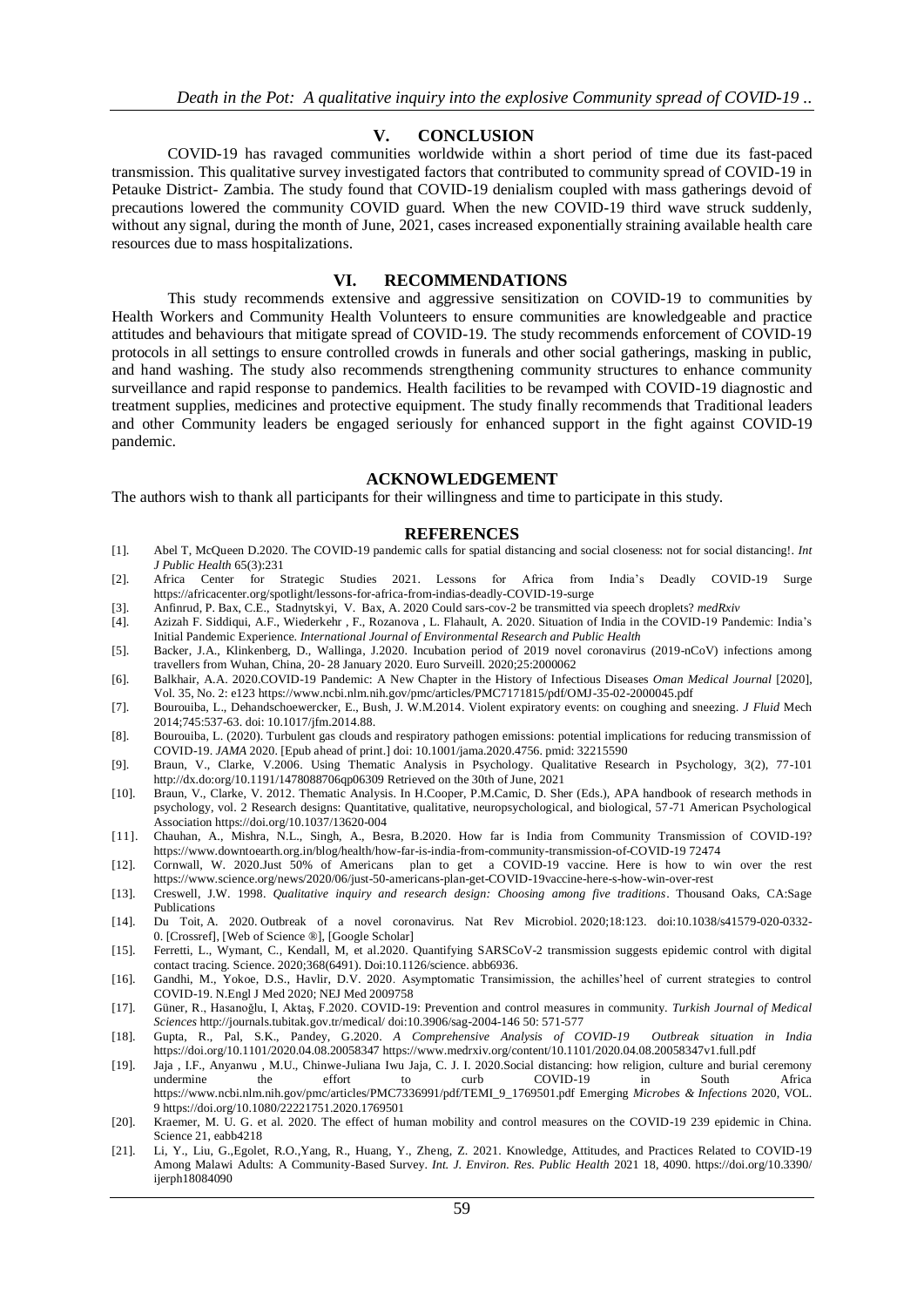## V. CONCLUSION

COVID-19 has ravaged communities worldwide within a short period of time due its fast-paced transmission. This qualitative survey investigated factors that contributed to community spread of COVID-19 in Petauke District- Zambia. The study found that COVID-19 denialism coupled with mass gatherings devoid of precautions lowered the community COVID guard. When the new COVID-19 third wave struck suddenly, without any signal, during the month of June, 2021, cases increased exponentially straining available health care resources due to mass hospitalizations.

## VI. RECOMMENDATIONS

This study recommends extensive and aggressive sensitization on COVID-19 to communities by Health Workers and Community Health Volunteers to ensure communities are knowledgeable and practice attitudes and behaviours that mitigate spread of COVID-19. The study recommends enforcement of COVID-19 protocols in all settings to ensure controlled crowds in funerals and other social gatherings, masking in public, and hand washing. The study also recommends strengthening community structures to enhance community surveillance and rapid response to pandemics. Health facilities to be revamped with COVID-19 diagnostic and treatment supplies, medicines and protective equipment. The study finally recommends that Traditional leaders and other Community leaders be engaged seriously for enhanced support in the fight against COVID-19 pandemic.

## ACKNOWLEDGEMENT

The authors wish to thank all participants for their willingness and time to participate in this study.

## REFERENCES

[1]. Abel T, McQueen D.2020. The COVID-19 pandemic calls for spatial distancing and social closeness: not for social distancing!. *Int J Public Health* 65(3):231

[2]. Africa Center for Strategic Studies 2021. Lessons for Africa from India's Deadly COVID-19 Surge https://africacenter.org/spotlight/lessons-for-africa-from-indias-deadly-COVID-19-surge

[3]. Anfinrud, P. Bax, C.E., Stadnytskyi, V. Bax, A. 2020 Could sars-cov-2 be transmitted via speech droplets? *medRxiv*

[4]. Azizah F. Siddiqui, A.F., Wiederkehr , F., Rozanova , L. Flahault, A. 2020. Situation of India in the COVID-19 Pandemic: India's Initial Pandemic Experience. *International Journal of Environmental Research and Public Health*

[5]. Backer, J.A., Klinkenberg, D., Wallinga, J.2020. Incubation period of 2019 novel coronavirus (2019-nCoV) infections among travellers from Wuhan, China, 20- 28 January 2020. Euro Surveill. 2020;25:2000062

[6]. Balkhair, A.A. 2020.COVID-19 Pandemic: A New Chapter in the History of Infectious Diseases *Oman Medical Journal* [2020], Vol. 35, No. 2: e123 https://www.ncbi.nlm.nih.gov/pmc/articles/PMC7171815/pdf/OMJ-35-02-2000045.pdf

[7]. Bourouiba, L., Dehandschoewercker, E., Bush, J. W.M.2014. Violent expiratory events: on coughing and sneezing. *J Fluid* Mech 2014;745:537-63. doi: 10.1017/jfm.2014.88.

[8]. Bourouiba, L. (2020). Turbulent gas clouds and respiratory pathogen emissions: potential implications for reducing transmission of COVID-19. *JAMA* 2020. [Epub ahead of print.] doi: 10.1001/jama.2020.4756. pmid: 32215590

[9]. Braun, V., Clarke, V.2006. Using Thematic Analysis in Psychology. Qualitative Research in Psychology, 3(2), 77-101 http://dx.do:org/10.1191/1478088706qp06309 Retrieved on the 30th of June, 2021

[10]. Braun, V., Clarke, V. 2012. Thematic Analysis. In H.Cooper, P.M.Camic, D. Sher (Eds.), APA handbook of research methods in psychology, vol. 2 Research designs: Quantitative, qualitative, neuropsychological, and biological, 57-71 American Psychological Association https://doi.org/10.1037/13620-004

[11]. Chauhan, A., Mishra, N.L., Singh, A., Besra, B.2020. How far is India from Community Transmission of COVID-19? https://www.downtoearth.org.in/blog/health/how-far-is-india-from-community-transmission-of-COVID-19 72474

[12]. Cornwall, W. 2020.Just 50% of Americans plan to get a COVID-19 vaccine. Here is how to win over the rest https://www.science.org/news/2020/06/just-50-americans-plan-get-COVID-19vaccine-here-s-how-win-over-rest

[13]. Creswell, J.W. 1998. *Qualitative inquiry and research design: Choosing among five traditions*. Thousand Oaks, CA:Sage Publications

[14]. Du Toit, A. 2020. Outbreak of a novel coronavirus. Nat Rev Microbiol. 2020;18:123. doi:10.1038/s41579-020-0332-0. [Crossref], [Web of Science ®], [Google Scholar]

[15]. Ferretti, L., Wymant, C., Kendall, M, et al.2020. Quantifying SARSCoV-2 transmission suggests epidemic control with digital contact tracing. Science. 2020;368(6491). Doi:10.1126/science. abb6936.

[16]. Gandhi, M., Yokoe, D.S., Havlir, D.V. 2020. Asymptomatic Transimission, the achilles'heel of current strategies to control COVID-19. N.Engl J Med 2020; NEJ Med 2009758

[17]. Güner, R., Hasanoğlu, I, Aktaş, F.2020. COVID-19: Prevention and control measures in community. *Turkish Journal of Medical Sciences* http://journals.tubitak.gov.tr/medical/ doi:10.3906/sag-2004-146 50: 571-577

[18]. Gupta, R., Pal, S.K., Pandey, G.2020. *A Comprehensive Analysis of COVID-19 Outbreak situation in India* https://doi.org/10.1101/2020.04.08.20058347 https://www.medrxiv.org/content/10.1101/2020.04.08.20058347v1.full.pdf

[19]. Jaja , I.F., Anyanwu , M.U., Chinwe-Juliana Iwu Jaja, C. J. I. 2020.Social distancing: how religion, culture and burial ceremony undermine the effort to curb COVID-19 in South Africa https://www.ncbi.nlm.nih.gov/pmc/articles/PMC7336991/pdf/TEMI_9_1769501.pdf Emerging *Microbes & Infections* 2020, VOL. 9 https://doi.org/10.1080/22221751.2020.1769501

[20]. Kraemer, M. U. G. et al. 2020. The effect of human mobility and control measures on the COVID-19 239 epidemic in China. Science 21, eabb4218

[21]. Li, Y., Liu, G.,Egolet, R.O.,Yang, R., Huang, Y., Zheng, Z. 2021. Knowledge, Attitudes, and Practices Related to COVID-19 Among Malawi Adults: A Community-Based Survey. *Int. J. Environ. Res. Public Health* 2021 18, 4090. https://doi.org/10.3390/ijerph18084090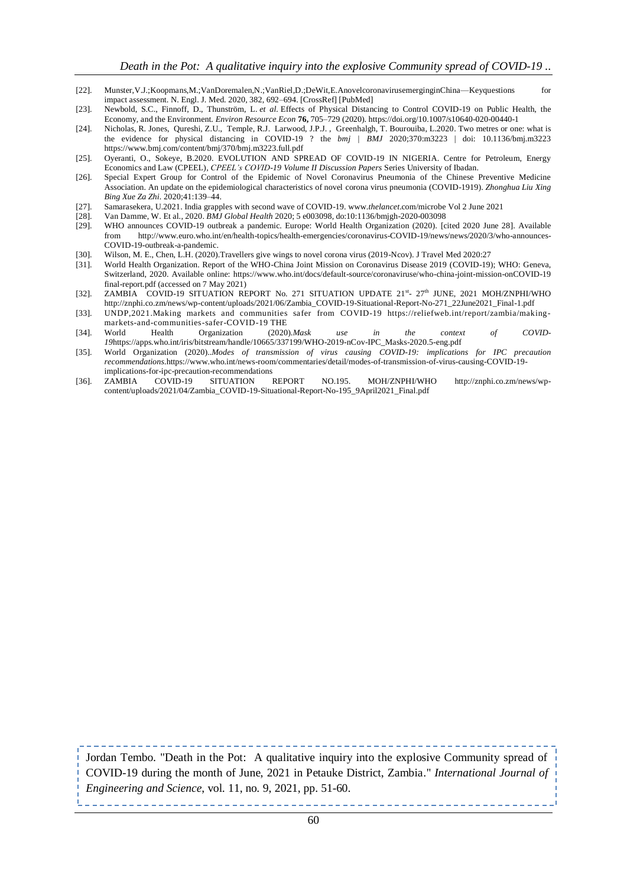[22]. Munster,V.J.;Koopmans,M.;VanDoremalen,N.;VanRiel,D.;DeWit,E.AnovelcoronavirusemerginginChina—Keyquestions for impact assessment. N. Engl. J. Med. 2020, 382, 692–694. [CrossRef] [PubMed]

[23]. Newbold, S.C., Finnoff, D., Thunström, L. *et al.* Effects of Physical Distancing to Control COVID-19 on Public Health, the Economy, and the Environment. *Environ Resource Econ* **76,** 705–729 (2020). https://doi.org/10.1007/s10640-020-00440-1

[24]. Nicholas, R. Jones, Qureshi, Z.U., Temple, R.J. Larwood, J.P.J. , Greenhalgh, T. Bourouiba, L.2020. Two metres or one: what is the evidence for physical distancing in COVID-19 ? the *bmj* | *BMJ* 2020;370:m3223 | doi: 10.1136/bmj.m3223 https://www.bmj.com/content/bmj/370/bmj.m3223.full.pdf

[25]. Oyeranti, O., Sokeye, B.2020. EVOLUTION AND SPREAD OF COVID-19 IN NIGERIA. Centre for Petroleum, Energy Economics and Law (CPEEL), *CPEEL's COVID-19 Volume II Discussion Papers* Series University of Ibadan.

[26]. Special Expert Group for Control of the Epidemic of Novel Coronavirus Pneumonia of the Chinese Preventive Medicine Association. An update on the epidemiological characteristics of novel corona virus pneumonia (COVID-1919). *Zhonghua Liu Xing Bing Xue Za Zhi.* 2020;41:139–44.

[27]. Samarasekera, U.2021. India grapples with second wave of COVID-19. www.*thelancet*.com/microbe Vol 2 June 2021

[28]. Van Damme, W. Et al., 2020. *BMJ Global Health* 2020; 5 e003098, do:10:1136/bmjgh-2020-003098

[29]. WHO announces COVID-19 outbreak a pandemic. Europe: World Health Organization (2020). [cited 2020 June 28]. Available from http://www.euro.who.int/en/health-topics/health-emergencies/coronavirus-COVID-19/news/news/2020/3/who-announces-COVID-19-outbreak-a-pandemic.

[30]. Wilson, M. E., Chen, L.H. (2020).Travellers give wings to novel corona virus (2019-Ncov). J Travel Med 2020:27

[31]. World Health Organization. Report of the WHO-China Joint Mission on Coronavirus Disease 2019 (COVID-19); WHO: Geneva, Switzerland, 2020. Available online: https://www.who.int/docs/default-source/coronaviruse/who-china-joint-mission-onCOVID-19 final-report.pdf (accessed on 7 May 2021)

[32]. ZAMBIA COVID-19 SITUATION REPORT No. 271 SITUATION UPDATE 21st- 27th JUNE, 2021 MOH/ZNPHI/WHO http://znphi.co.zm/news/wp-content/uploads/2021/06/Zambia_COVID-19-Situational-Report-No-271_22June2021_Final-1.pdf

[33]. UNDP,2021.Making markets and communities safer from COVID-19 https://reliefweb.int/report/zambia/making-markets-and-communities-safer-COVID-19 THE

[34]. World Health Organization (2020).*Mask use in the context of COVID-19*https://apps.who.int/iris/bitstream/handle/10665/337199/WHO-2019-nCov-IPC_Masks-2020.5-eng.pdf

[35]. World Organization (2020)..*Modes of transmission of virus causing COVID-19: implications for IPC precaution recommendations*.https://www.who.int/news-room/commentaries/detail/modes-of-transmission-of-virus-causing-COVID-19-implications-for-ipc-precaution-recommendations

[36]. ZAMBIA COVID-19 SITUATION REPORT NO.195. MOH/ZNPHI/WHO http://znphi.co.zm/news/wp-content/uploads/2021/04/Zambia_COVID-19-Situational-Report-No-195_9April2021_Final.pdf

Jordan Tembo. "Death in the Pot: A qualitative inquiry into the explosive Community spread of COVID-19 during the month of June, 2021 in Petauke District, Zambia." *International Journal of Engineering and Science*, vol. 11, no. 9, 2021, pp. 51-60.